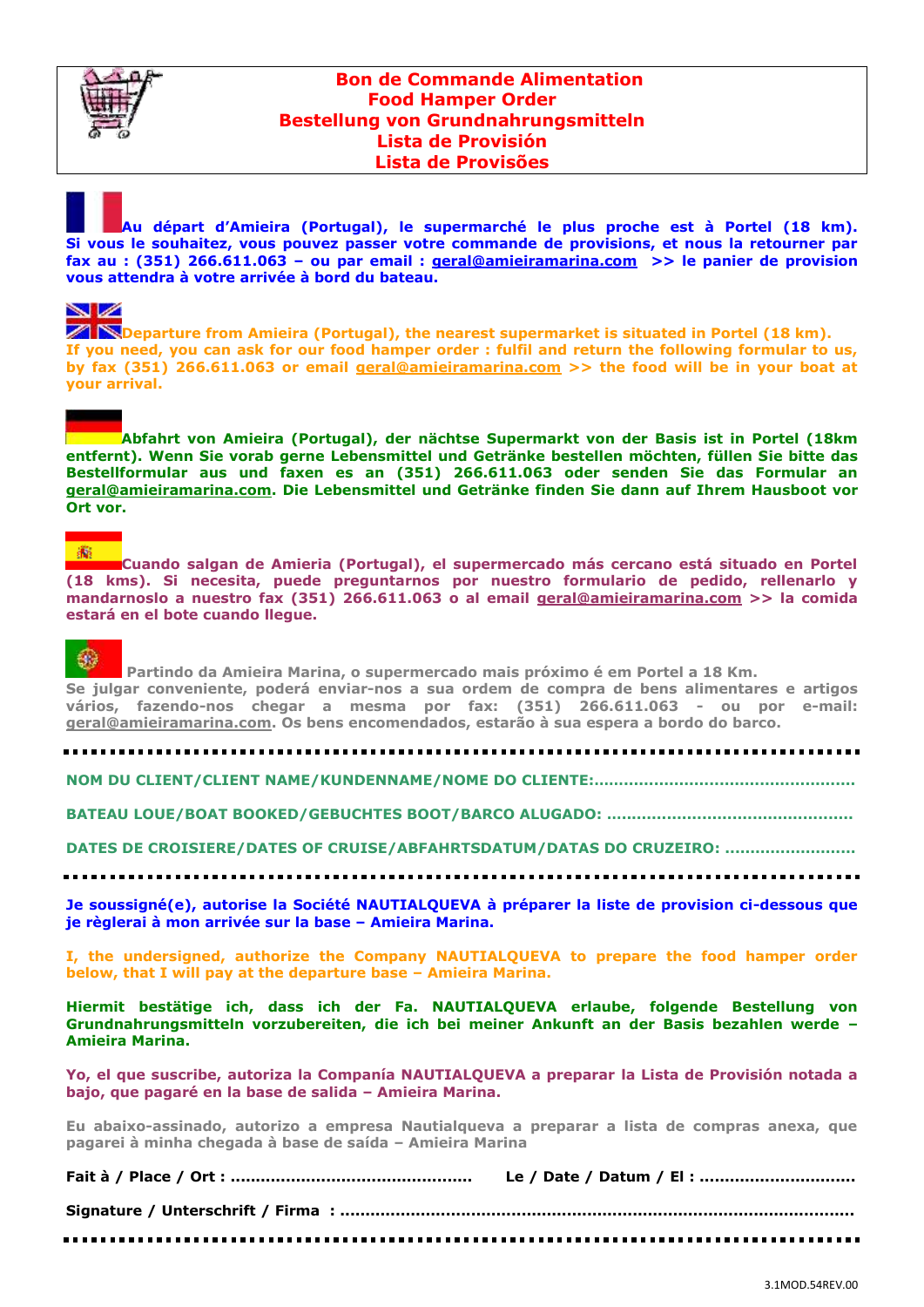# Bon de Commande Alimentation
# Food Hamper Order
# Bestellung von Grundnahrungsmitteln
# Lista de Provisión
# Lista de Provisões

**Au départ d'Amieira (Portugal), le supermarché le plus proche est à Portel (18 km). Si vous le souhaitez, vous pouvez passer votre commande de provisions, et nous la retourner par fax au : (351) 266.611.063 – ou par email : geral@amieiramarina.com >> le panier de provision vous attendra à votre arrivée à bord du bateau.**

**Departure from Amieira (Portugal), the nearest supermarket is situated in Portel (18 km). If you need, you can ask for our food hamper order : fulfil and return the following formular to us, by fax (351) 266.611.063 or email geral@amieiramarina.com >> the food will be in your boat at your arrival.**

**Abfahrt von Amieira (Portugal), der nächtse Supermarkt von der Basis ist in Portel (18km entfernt). Wenn Sie vorab gerne Lebensmittel und Getränke bestellen möchten, füllen Sie bitte das Bestellformular aus und faxen es an (351) 266.611.063 oder senden Sie das Formular an geral@amieiramarina.com. Die Lebensmittel und Getränke finden Sie dann auf Ihrem Hausboot vor Ort vor.**

**Cuando salgan de Amieria (Portugal), el supermercado más cercano está situado en Portel (18 kms). Si necesita, puede preguntarnos por nuestro formulario de pedido, rellenarlo y mandarnoslo a nuestro fax (351) 266.611.063 o al email geral@amieiramarina.com >> la comida estará en el bote cuando llegue.**

**Partindo da Amieira Marina, o supermercado mais próximo é em Portel a 18 Km. Se julgar conveniente, poderá enviar-nos a sua ordem de compra de bens alimentares e artigos vários, fazendo-nos chegar a mesma por fax: (351) 266.611.063 - ou por e-mail: geral@amieiramarina.com. Os bens encomendados, estarão à sua espera a bordo do barco.**

---

**NOM DU CLIENT/CLIENT NAME/KUNDENNAME/NOME DO CLIENTE:**……………………………………………

**BATEAU LOUE/BOAT BOOKED/GEBUCHTES BOOT/BARCO ALUGADO:** …………………………………………

**DATES DE CROISIERE/DATES OF CRUISE/ABFAHRTSDATUM/DATAS DO CRUZEIRO:** ……………………

---

**Je soussigné(e), autorise la Société NAUTIALQUEVA à préparer la liste de provision ci-dessous que je règlerai à mon arrivée sur la base – Amieira Marina.**

**I, the undersigned, authorize the Company NAUTIALQUEVA to prepare the food hamper order below, that I will pay at the departure base – Amieira Marina.**

**Hiermit bestätige ich, dass ich der Fa. NAUTIALQUEVA erlaube, folgende Bestellung von Grundnahrungsmitteln vorzubereiten, die ich bei meiner Ankunft an der Basis bezahlen werde – Amieira Marina.**

**Yo, el que suscribe, autoriza la Compañía NAUTIALQUEVA a preparar la Lista de Provisión notada a bajo, que pagaré en la base de salida – Amieira Marina.**

**Eu abaixo-assinado, autorizo a empresa Nautialqueva a preparar a lista de compras anexa, que pagarei à minha chegada à base de saída – Amieira Marina**

**Fait à / Place / Ort :** ……………………………………… **Le / Date / Datum / El :** …………………………

**Signature / Unterschrift / Firma :** ……………………………………………………………………………

---

3.1MOD.54REV.00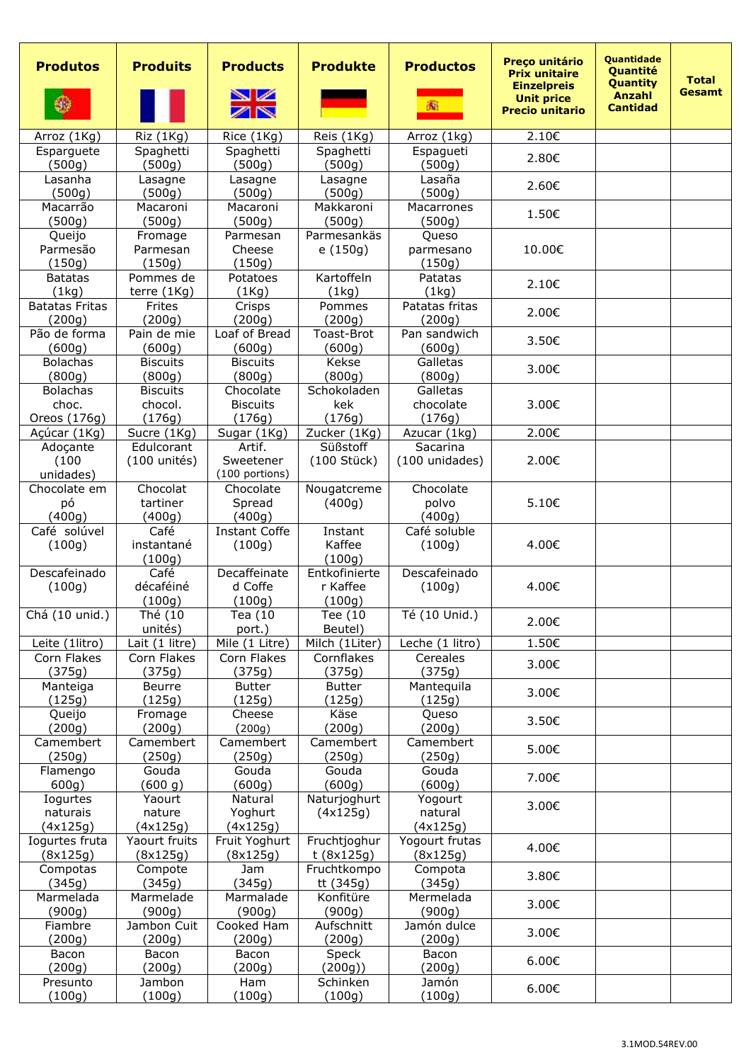| Produtos | Produits | Products | Produkte | Productos | Preço unitário Prix unitaire Einzelpreis Unit price Precio unitario | Quantidade Quantité Quantity Anzahl Cantidad | Total Gesamt |
|---|---|---|---|---|---|---|---|
| Arroz (1Kg) | Riz (1Kg) | Rice (1Kg) | Reis (1Kg) | Arroz (1kg) | 2.10€ | | |
| Esparguete (500g) | Spaghetti (500g) | Spaghetti (500g) | Spaghetti (500g) | Espagueti (500g) | 2.80€ | | |
| Lasanha (500g) | Lasagne (500g) | Lasagne (500g) | Lasagne (500g) | Lasaña (500g) | 2.60€ | | |
| Macarrão (500g) | Macaroni (500g) | Macaroni (500g) | Makkaroni (500g) | Macarrones (500g) | 1.50€ | | |
| Queijo Parmesão (150g) | Fromage Parmesan (150g) | Parmesan Cheese (150g) | Parmesankäse (150g) | Queso parmesano (150g) | 10.00€ | | |
| Batatas (1kg) | Pommes de terre (1Kg) | Potatoes (1Kg) | Kartoffeln (1kg) | Patatas (1kg) | 2.10€ | | |
| Batatas Fritas (200g) | Frites (200g) | Crisps (200g) | Pommes (200g) | Patatas fritas (200g) | 2.00€ | | |
| Pão de forma (600g) | Pain de mie (600g) | Loaf of Bread (600g) | Toast-Brot (600g) | Pan sandwich (600g) | 3.50€ | | |
| Bolachas (800g) | Biscuits (800g) | Biscuits (800g) | Kekse (800g) | Galletas (800g) | 3.00€ | | |
| Bolachas choc. Oreos (176g) | Biscuits chocol. (176g) | Chocolate Biscuits (176g) | Schokoladen kek (176g) | Galletas chocolate (176g) | 3.00€ | | |
| Açúcar (1Kg) | Sucre (1Kg) | Sugar (1Kg) | Zucker (1Kg) | Azucar (1kg) | 2.00€ | | |
| Adoçante (100 unidades) | Edulcorant (100 unités) | Artif. Sweetener (100 portions) | Süßstoff (100 Stück) | Sacarina (100 unidades) | 2.00€ | | |
| Chocolate em pó (400g) | Chocolat tartiner (400g) | Chocolate Spread (400g) | Nougatcreme (400g) | Chocolate polvo (400g) | 5.10€ | | |
| Café solúvel (100g) | Café instantané (100g) | Instant Coffe (100g) | Instant Kaffee (100g) | Café soluble (100g) | 4.00€ | | |
| Descafeinado (100g) | Café décaféiné (100g) | Decaffeinated Coffe (100g) | Entkofinierter Kaffee (100g) | Descafeinado (100g) | 4.00€ | | |
| Chá (10 unid.) | Thé (10 unités) | Tea (10 port.) | Tee (10 Beutel) | Té (10 Unid.) | 2.00€ | | |
| Leite (1litro) | Lait (1 litre) | Mile (1 Litre) | Milch (1Liter) | Leche (1 litro) | 1.50€ | | |
| Corn Flakes (375g) | Corn Flakes (375g) | Corn Flakes (375g) | Cornflakes (375g) | Cereales (375g) | 3.00€ | | |
| Manteiga (125g) | Beurre (125g) | Butter (125g) | Butter (125g) | Mantequila (125g) | 3.00€ | | |
| Queijo (200g) | Fromage (200g) | Cheese (200g) | Käse (200g) | Queso (200g) | 3.50€ | | |
| Camembert (250g) | Camembert (250g) | Camembert (250g) | Camembert (250g) | Camembert (250g) | 5.00€ | | |
| Flamengo 600g) | Gouda (600 g) | Gouda (600g) | Gouda (600g) | Gouda (600g) | 7.00€ | | |
| Iogurtes naturais (4x125g) | Yaourt nature (4x125g) | Natural Yoghurt (4x125g) | Naturjoghurt (4x125g) | Yogourt natural (4x125g) | 3.00€ | | |
| Iogurtes fruta (8x125g) | Yaourt fruits (8x125g) | Fruit Yoghurt (8x125g) | Fruchtjoghurt (8x125g) | Yogourt frutas (8x125g) | 4.00€ | | |
| Compotas (345g) | Compote (345g) | Jam (345g) | Fruchtkompott (345g) | Compota (345g) | 3.80€ | | |
| Marmelada (900g) | Marmelade (900g) | Marmalade (900g) | Konfitüre (900g) | Mermelada (900g) | 3.00€ | | |
| Fiambre (200g) | Jambon Cuit (200g) | Cooked Ham (200g) | Aufschnitt (200g) | Jamón dulce (200g) | 3.00€ | | |
| Bacon (200g) | Bacon (200g) | Bacon (200g) | Speck (200g)) | Bacon (200g) | 6.00€ | | |
| Presunto (100g) | Jambon (100g) | Ham (100g) | Schinken (100g) | Jamón (100g) | 6.00€ | | |

3.1MOD.54REV.00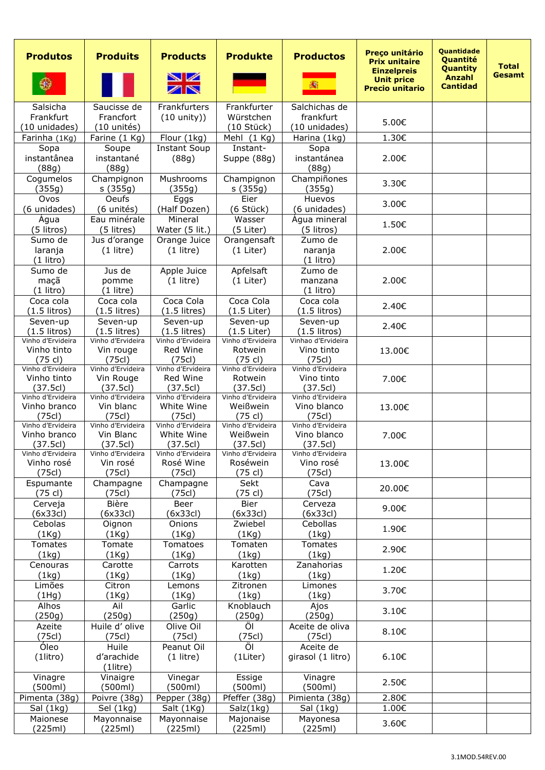| Produtos | Produits | Products | Produkte | Productos | Preço unitário Prix unitaire Einzelpreis Unit price Precio unitario | Quantidade Quantité Quantity Anzahl Cantidad | Total Gesamt |
|---|---|---|---|---|---|---|---|
| Salsicha Frankfurt (10 unidades) | Saucisse de Francfort (10 unités) | Frankfurters (10 unity)) | Frankfurter Würstchen (10 Stück) | Salchichas de frankfurt (10 unidades) | 5.00€ | | |
| Farinha (1Kg) | Farine (1 Kg) | Flour (1kg) | Mehl (1 Kg) | Harina (1kg) | 1.30€ | | |
| Sopa instantânea (88g) | Soupe instantané (88g) | Instant Soup (88g) | Instant-Suppe (88g) | Sopa instantánea (88g) | 2.00€ | | |
| Cogumelos (355g) | Champignon s (355g) | Mushrooms (355g) | Champignon s (355g) | Champiñones (355g) | 3.30€ | | |
| Ovos (6 unidades) | Oeufs (6 unités) | Eggs (Half Dozen) | Eier (6 Stück) | Huevos (6 unidades) | 3.00€ | | |
| Água (5 litros) | Eau minérale (5 litres) | Mineral Water (5 lit.) | Wasser (5 Liter) | Agua mineral (5 litros) | 1.50€ | | |
| Sumo de laranja (1 litro) | Jus d'orange (1 litre) | Orange Juice (1 litre) | Orangensaft (1 Liter) | Zumo de naranja (1 litro) | 2.00€ | | |
| Sumo de maçã (1 litro) | Jus de pomme (1 litre) | Apple Juice (1 litre) | Apfelsaft (1 Liter) | Zumo de manzana (1 litro) | 2.00€ | | |
| Coca cola (1.5 litros) | Coca cola (1.5 litres) | Coca Cola (1.5 litres) | Coca Cola (1.5 Liter) | Coca cola (1.5 litros) | 2.40€ | | |
| Seven-up (1.5 litros) | Seven-up (1.5 litres) | Seven-up (1.5 litres) | Seven-up (1.5 Liter) | Seven-up (1.5 litros) | 2.40€ | | |
| Vinho d'Ervideira Vinho tinto (75 cl) | Vinho d'Ervideira Vin rouge (75cl) | Vinho d'Ervideira Red Wine (75cl) | Vinho d'Ervideira Rotwein (75 cl) | Vinhao d'Ervideira Vino tinto (75cl) | 13.00€ | | |
| Vinho d'Ervideira Vinho tinto (37.5cl) | Vinho d'Ervideira Vin Rouge (37.5cl) | Vinho d'Ervideira Red Wine (37.5cl) | Vinho d'Ervideira Rotwein (37.5cl) | Vinho d'Ervideira Vino tinto (37.5cl) | 7.00€ | | |
| Vinho d'Ervideira Vinho branco (75cl) | Vinho d'Ervideira Vin blanc (75cl) | Vinho d'Ervideira White Wine (75cl) | Vinho d'Ervideira Weißwein (75 cl) | Vinho d'Ervideira Vino blanco (75cl) | 13.00€ | | |
| Vinho d'Ervideira Vinho branco (37.5cl) | Vinho d'Ervideira Vin Blanc (37.5cl) | Vinho d'Ervideira White Wine (37.5cl) | Vinho d'Ervideira Weißwein (37.5cl) | Vinho d'Ervideira Vino blanco (37.5cl) | 7.00€ | | |
| Vinho d'Ervideira Vinho rosé (75cl) | Vinho d'Ervideira Vin rosé (75cl) | Vinho d'Ervideira Rosé Wine (75cl) | Vinho d'Ervideira Roséwein (75 cl) | Vinho d'Ervideira Vino rosé (75cl) | 13.00€ | | |
| Espumante (75 cl) | Champagne (75cl) | Champagne (75cl) | Sekt (75 cl) | Cava (75cl) | 20.00€ | | |
| Cerveja (6x33cl) | Bière (6x33cl) | Beer (6x33cl) | Bier (6x33cl) | Cerveza (6x33cl) | 9.00€ | | |
| Cebolas (1Kg) | Oignon (1Kg) | Onions (1Kg) | Zwiebel (1Kg) | Cebollas (1kg) | 1.90€ | | |
| Tomates (1kg) | Tomate (1Kg) | Tomatoes (1Kg) | Tomaten (1kg) | Tomates (1kg) | 2.90€ | | |
| Cenouras (1kg) | Carotte (1Kg) | Carrots (1Kg) | Karotten (1kg) | Zanahorias (1kg) | 1.20€ | | |
| Limões (1Hg) | Citron (1Kg) | Lemons (1Kg) | Zitronen (1kg) | Limones (1kg) | 3.70€ | | |
| Alhos (250g) | Ail (250g) | Garlic (250g) | Knoblauch (250g) | Ajos (250g) | 3.10€ | | |
| Azeite (75cl) | Huile d' olive (75cl) | Olive Oil (75cl) | Öl (75cl) | Aceite de oliva (75cl) | 8.10€ | | |
| Óleo (1litro) | Huile d'arachide (1litre) | Peanut Oil (1 litre) | Öl (1Liter) | Aceite de girasol (1 litro) | 6.10€ | | |
| Vinagre (500ml) | Vinaigre (500ml) | Vinegar (500ml) | Essige (500ml) | Vinagre (500ml) | 2.50€ | | |
| Pimenta (38g) | Poivre (38g) | Pepper (38g) | Pfeffer (38g) | Pimienta (38g) | 2.80€ | | |
| Sal (1kg) | Sel (1kg) | Salt (1Kg) | Salz(1kg) | Sal (1kg) | 1.00€ | | |
| Maionese (225ml) | Mayonnaise (225ml) | Mayonnaise (225ml) | Majonaise (225ml) | Mayonesa (225ml) | 3.60€ | | |

3.1MOD.54REV.00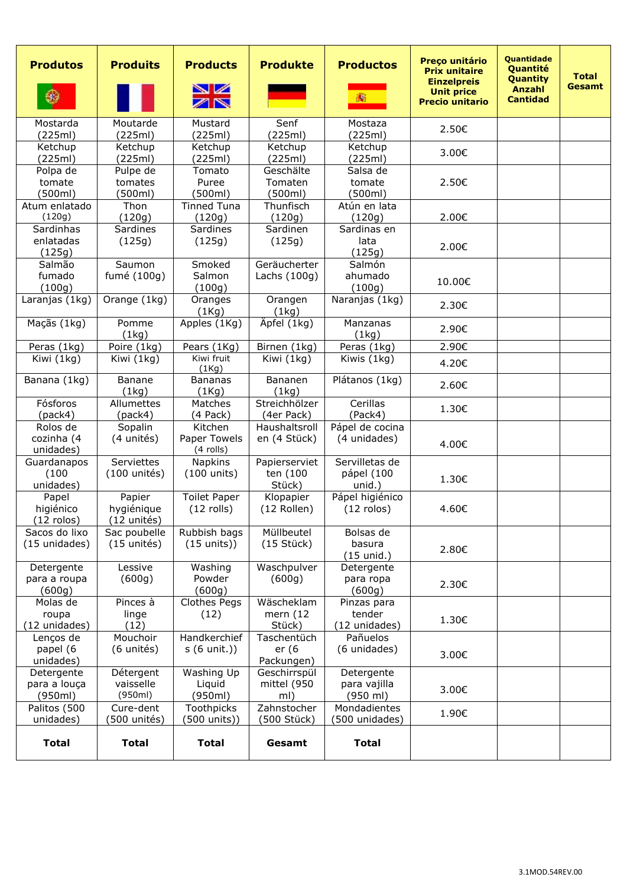| Produtos | Produits | Products | Produkte | Productos | Preço unitário Prix unitaire Einzelpreis Unit price Precio unitario | Quantidade Quantité Quantity Anzahl Cantidad | Total Gesamt |
|---|---|---|---|---|---|---|---|
| Mostarda (225ml) | Moutarde (225ml) | Mustard (225ml) | Senf (225ml) | Mostaza (225ml) | 2.50€ | | |
| Ketchup (225ml) | Ketchup (225ml) | Ketchup (225ml) | Ketchup (225ml) | Ketchup (225ml) | 3.00€ | | |
| Polpa de tomate (500ml) | Pulpe de tomates (500ml) | Tomato Puree (500ml) | Geschälte Tomaten (500ml) | Salsa de tomate (500ml) | 2.50€ | | |
| Atum enlatado (120g) | Thon (120g) | Tinned Tuna (120g) | Thunfisch (120g) | Atún en lata (120g) | 2.00€ | | |
| Sardinhas enlatadas (125g) | Sardines (125g) | Sardines (125g) | Sardinen (125g) | Sardinas en lata (125g) | 2.00€ | | |
| Salmão fumado (100g) | Saumon fumé (100g) | Smoked Salmon (100g) | Geräucherter Lachs (100g) | Salmón ahumado (100g) | 10.00€ | | |
| Laranjas (1kg) | Orange (1kg) | Oranges (1Kg) | Orangen (1kg) | Naranjas (1kg) | 2.30€ | | |
| Maçãs (1kg) | Pomme (1kg) | Apples (1Kg) | Äpfel (1kg) | Manzanas (1kg) | 2.90€ | | |
| Peras (1kg) | Poire (1kg) | Pears (1Kg) | Birnen (1kg) | Peras (1kg) | 2.90€ | | |
| Kiwi (1kg) | Kiwi (1kg) | Kiwi fruit (1Kg) | Kiwi (1kg) | Kiwis (1kg) | 4.20€ | | |
| Banana (1kg) | Banane (1kg) | Bananas (1Kg) | Bananen (1kg) | Plátanos (1kg) | 2.60€ | | |
| Fósforos (pack4) | Allumettes (pack4) | Matches (4 Pack) | Streichhölzer (4er Pack) | Cerillas (Pack4) | 1.30€ | | |
| Rolos de cozinha (4 unidades) | Sopalin (4 unités) | Kitchen Paper Towels (4 rolls) | Haushaltsrollen (4 Stück) | Pápel de cocina (4 unidades) | 4.00€ | | |
| Guardanapos (100 unidades) | Serviettes (100 unités) | Napkins (100 units) | Papierservietten (100 Stück) | Servilletas de pápel (100 unid.) | 1.30€ | | |
| Papel higiénico (12 rolos) | Papier hygiénique (12 unités) | Toilet Paper (12 rolls) | Klopapier (12 Rollen) | Pápel higiénico (12 rolos) | 4.60€ | | |
| Sacos do lixo (15 unidades) | Sac poubelle (15 unités) | Rubbish bags (15 units)) | Müllbeutel (15 Stück) | Bolsas de basura (15 unid.) | 2.80€ | | |
| Detergente para a roupa (600g) | Lessive (600g) | Washing Powder (600g) | Waschpulver (600g) | Detergente para ropa (600g) | 2.30€ | | |
| Molas de roupa (12 unidades) | Pinces à linge (12) | Clothes Pegs (12) | Wäscheklammern (12 Stück) | Pinzas para tender (12 unidades) | 1.30€ | | |
| Lenços de papel (6 unidades) | Mouchoir (6 unités) | Handkerchiefs (6 unit.)) | Taschentücher (6 Packungen) | Pañuelos (6 unidades) | 3.00€ | | |
| Detergente para a louça (950ml) | Détergent vaisselle (950ml) | Washing Up Liquid (950ml) | Geschirrspülmittel (950 ml) | Detergente para vajilla (950 ml) | 3.00€ | | |
| Palitos (500 unidades) | Cure-dent (500 unités) | Toothpicks (500 units)) | Zahnstocher (500 Stück) | Mondadientes (500 unidades) | 1.90€ | | |
| **Total** | **Total** | **Total** | **Gesamt** | **Total** | | | |

3.1MOD.54REV.00